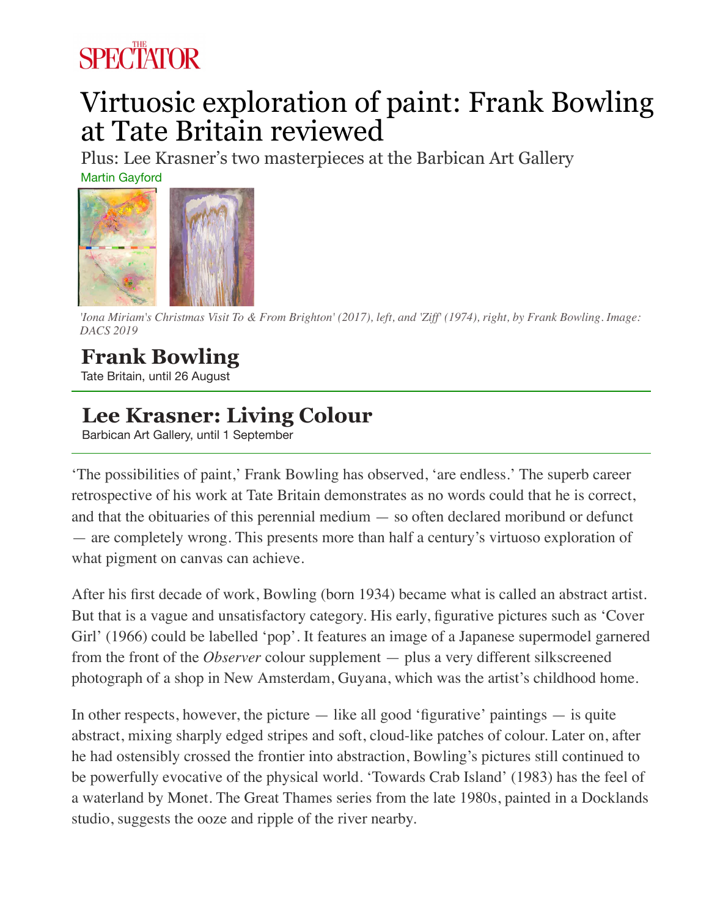THE SPECTATOR

# Virtuosic exploration of paint: Frank Bowling at Tate Britain reviewed

Plus: Lee Krasner's two masterpieces at the Barbican Art Gallery

Martin Gayford

*'Iona Miriam's Christmas Visit To & From Brighton' (2017), left, and 'Ziff' (1974), right, by Frank Bowling. Image: DACS 2019*

## Frank Bowling

Tate Britain, until 26 August

## Lee Krasner: Living Colour

Barbican Art Gallery, until 1 September

'The possibilities of paint,' Frank Bowling has observed, 'are endless.' The superb career retrospective of his work at Tate Britain demonstrates as no words could that he is correct, and that the obituaries of this perennial medium — so often declared moribund or defunct — are completely wrong. This presents more than half a century's virtuoso exploration of what pigment on canvas can achieve.

After his first decade of work, Bowling (born 1934) became what is called an abstract artist. But that is a vague and unsatisfactory category. His early, figurative pictures such as 'Cover Girl' (1966) could be labelled 'pop'. It features an image of a Japanese supermodel garnered from the front of the *Observer* colour supplement — plus a very different silkscreened photograph of a shop in New Amsterdam, Guyana, which was the artist's childhood home.

In other respects, however, the picture — like all good 'figurative' paintings — is quite abstract, mixing sharply edged stripes and soft, cloud-like patches of colour. Later on, after he had ostensibly crossed the frontier into abstraction, Bowling's pictures still continued to be powerfully evocative of the physical world. 'Towards Crab Island' (1983) has the feel of a waterland by Monet. The Great Thames series from the late 1980s, painted in a Docklands studio, suggests the ooze and ripple of the river nearby.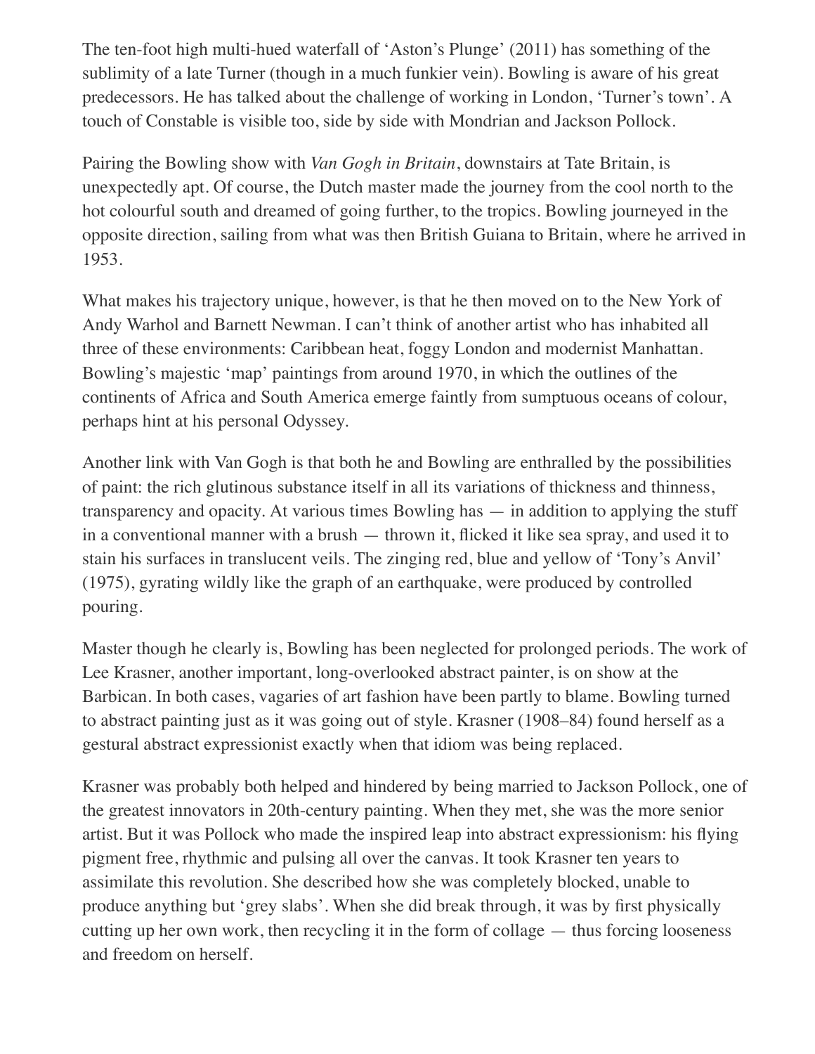The ten-foot high multi-hued waterfall of 'Aston's Plunge' (2011) has something of the sublimity of a late Turner (though in a much funkier vein). Bowling is aware of his great predecessors. He has talked about the challenge of working in London, 'Turner's town'. A touch of Constable is visible too, side by side with Mondrian and Jackson Pollock.

Pairing the Bowling show with *Van Gogh in Britain*, downstairs at Tate Britain, is unexpectedly apt. Of course, the Dutch master made the journey from the cool north to the hot colourful south and dreamed of going further, to the tropics. Bowling journeyed in the opposite direction, sailing from what was then British Guiana to Britain, where he arrived in 1953.

What makes his trajectory unique, however, is that he then moved on to the New York of Andy Warhol and Barnett Newman. I can't think of another artist who has inhabited all three of these environments: Caribbean heat, foggy London and modernist Manhattan. Bowling's majestic 'map' paintings from around 1970, in which the outlines of the continents of Africa and South America emerge faintly from sumptuous oceans of colour, perhaps hint at his personal Odyssey.

Another link with Van Gogh is that both he and Bowling are enthralled by the possibilities of paint: the rich glutinous substance itself in all its variations of thickness and thinness, transparency and opacity. At various times Bowling has — in addition to applying the stuff in a conventional manner with a brush — thrown it, flicked it like sea spray, and used it to stain his surfaces in translucent veils. The zinging red, blue and yellow of 'Tony's Anvil' (1975), gyrating wildly like the graph of an earthquake, were produced by controlled pouring.

Master though he clearly is, Bowling has been neglected for prolonged periods. The work of Lee Krasner, another important, long-overlooked abstract painter, is on show at the Barbican. In both cases, vagaries of art fashion have been partly to blame. Bowling turned to abstract painting just as it was going out of style. Krasner (1908–84) found herself as a gestural abstract expressionist exactly when that idiom was being replaced.

Krasner was probably both helped and hindered by being married to Jackson Pollock, one of the greatest innovators in 20th-century painting. When they met, she was the more senior artist. But it was Pollock who made the inspired leap into abstract expressionism: his flying pigment free, rhythmic and pulsing all over the canvas. It took Krasner ten years to assimilate this revolution. She described how she was completely blocked, unable to produce anything but 'grey slabs'. When she did break through, it was by first physically cutting up her own work, then recycling it in the form of collage — thus forcing looseness and freedom on herself.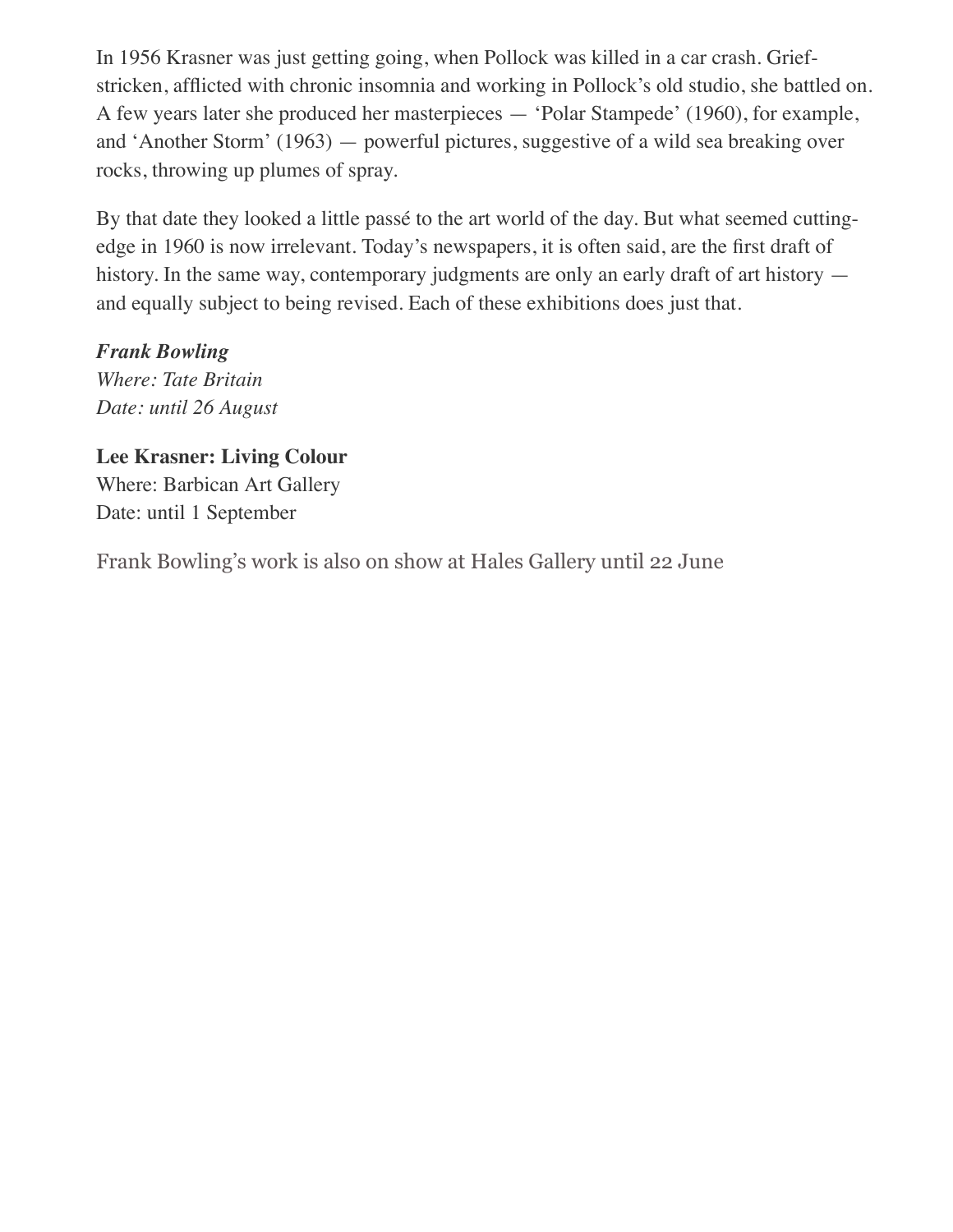In 1956 Krasner was just getting going, when Pollock was killed in a car crash. Grief-stricken, afflicted with chronic insomnia and working in Pollock's old studio, she battled on. A few years later she produced her masterpieces — 'Polar Stampede' (1960), for example, and 'Another Storm' (1963) — powerful pictures, suggestive of a wild sea breaking over rocks, throwing up plumes of spray.

By that date they looked a little passé to the art world of the day. But what seemed cutting-edge in 1960 is now irrelevant. Today's newspapers, it is often said, are the first draft of history. In the same way, contemporary judgments are only an early draft of art history — and equally subject to being revised. Each of these exhibitions does just that.

***Frank Bowling***
*Where: Tate Britain*
*Date: until 26 August*

**Lee Krasner: Living Colour**
Where: Barbican Art Gallery
Date: until 1 September

Frank Bowling's work is also on show at Hales Gallery until 22 June